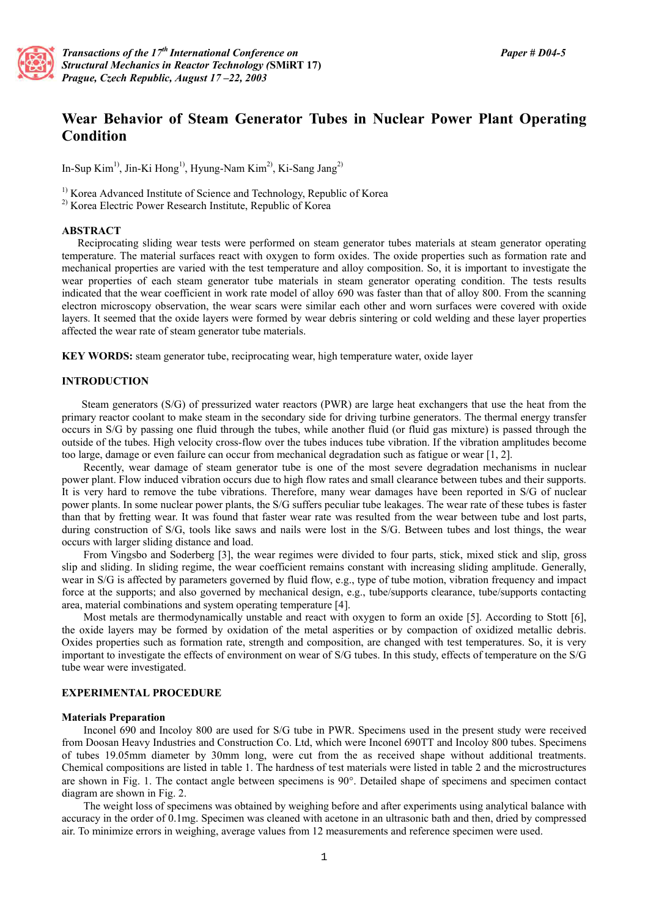# Wear Behavior of Steam Generator Tubes in Nuclear Power Plant Operating Condition

In-Sup Kim[1], Jin-Ki Hong[1], Hyung-Nam Kim[2], Ki-Sang Jang[2]

[1] Korea Advanced Institute of Science and Technology, Republic of Korea
[2] Korea Electric Power Research Institute, Republic of Korea

## ABSTRACT

Reciprocating sliding wear tests were performed on steam generator tubes materials at steam generator operating temperature. The material surfaces react with oxygen to form oxides. The oxide properties such as formation rate and mechanical properties are varied with the test temperature and alloy composition. So, it is important to investigate the wear properties of each steam generator tube materials in steam generator operating condition. The tests results indicated that the wear coefficient in work rate model of alloy 690 was faster than that of alloy 800. From the scanning electron microscopy observation, the wear scars were similar each other and worn surfaces were covered with oxide layers. It seemed that the oxide layers were formed by wear debris sintering or cold welding and these layer properties affected the wear rate of steam generator tube materials.

**KEY WORDS:** steam generator tube, reciprocating wear, high temperature water, oxide layer

## INTRODUCTION

Steam generators (S/G) of pressurized water reactors (PWR) are large heat exchangers that use the heat from the primary reactor coolant to make steam in the secondary side for driving turbine generators. The thermal energy transfer occurs in S/G by passing one fluid through the tubes, while another fluid (or fluid gas mixture) is passed through the outside of the tubes. High velocity cross-flow over the tubes induces tube vibration. If the vibration amplitudes become too large, damage or even failure can occur from mechanical degradation such as fatigue or wear [1, 2].

Recently, wear damage of steam generator tube is one of the most severe degradation mechanisms in nuclear power plant. Flow induced vibration occurs due to high flow rates and small clearance between tubes and their supports. It is very hard to remove the tube vibrations. Therefore, many wear damages have been reported in S/G of nuclear power plants. In some nuclear power plants, the S/G suffers peculiar tube leakages. The wear rate of these tubes is faster than that by fretting wear. It was found that faster wear rate was resulted from the wear between tube and lost parts, during construction of S/G, tools like saws and nails were lost in the S/G. Between tubes and lost things, the wear occurs with larger sliding distance and load.

From Vingsbo and Soderberg [3], the wear regimes were divided to four parts, stick, mixed stick and slip, gross slip and sliding. In sliding regime, the wear coefficient remains constant with increasing sliding amplitude. Generally, wear in S/G is affected by parameters governed by fluid flow, e.g., type of tube motion, vibration frequency and impact force at the supports; and also governed by mechanical design, e.g., tube/supports clearance, tube/supports contacting area, material combinations and system operating temperature [4].

Most metals are thermodynamically unstable and react with oxygen to form an oxide [5]. According to Stott [6], the oxide layers may be formed by oxidation of the metal asperities or by compaction of oxidized metallic debris. Oxides properties such as formation rate, strength and composition, are changed with test temperatures. So, it is very important to investigate the effects of environment on wear of S/G tubes. In this study, effects of temperature on the S/G tube wear were investigated.

## EXPERIMENTAL PROCEDURE

### Materials Preparation

Inconel 690 and Incoloy 800 are used for S/G tube in PWR. Specimens used in the present study were received from Doosan Heavy Industries and Construction Co. Ltd, which were Inconel 690TT and Incoloy 800 tubes. Specimens of tubes 19.05mm diameter by 30mm long, were cut from the as received shape without additional treatments. Chemical compositions are listed in table 1. The hardness of test materials were listed in table 2 and the microstructures are shown in Fig. 1. The contact angle between specimens is 90°. Detailed shape of specimens and specimen contact diagram are shown in Fig. 2.

The weight loss of specimens was obtained by weighing before and after experiments using analytical balance with accuracy in the order of 0.1mg. Specimen was cleaned with acetone in an ultrasonic bath and then, dried by compressed air. To minimize errors in weighing, average values from 12 measurements and reference specimen were used.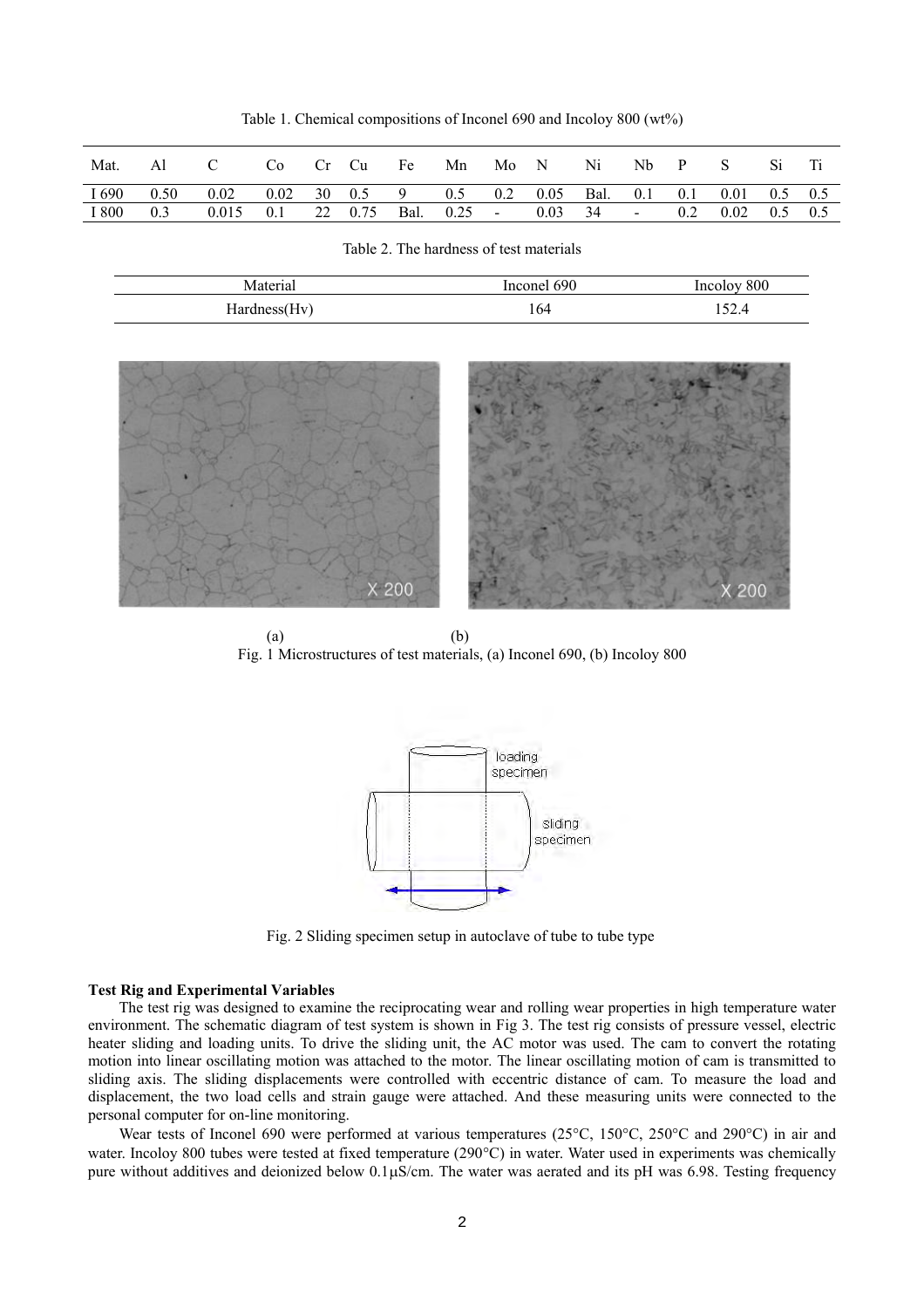Table 1. Chemical compositions of Inconel 690 and Incoloy 800 (wt%)

| Mat. | Al | C | Co | Cr | Cu | Fe | Mn | Mo | N | Ni | Nb | P | S | Si | Ti |
|---|---|---|---|---|---|---|---|---|---|---|---|---|---|---|---|
| I 690 | 0.50 | 0.02 | 0.02 | 30 | 0.5 | 9 | 0.5 | 0.2 | 0.05 | Bal. | 0.1 | 0.1 | 0.01 | 0.5 | 0.5 |
| I 800 | 0.3 | 0.015 | 0.1 | 22 | 0.75 | Bal. | 0.25 | - | 0.03 | 34 | - | 0.2 | 0.02 | 0.5 | 0.5 |

Table 2. The hardness of test materials

| Material | Inconel 690 | Incoloy 800 |
|---|---|---|
| Hardness(Hv) | 164 | 152.4 |

(a) (b)

Fig. 1 Microstructures of test materials, (a) Inconel 690, (b) Incoloy 800

Fig. 2 Sliding specimen setup in autoclave of tube to tube type

**Test Rig and Experimental Variables**

The test rig was designed to examine the reciprocating wear and rolling wear properties in high temperature water environment. The schematic diagram of test system is shown in Fig 3. The test rig consists of pressure vessel, electric heater sliding and loading units. To drive the sliding unit, the AC motor was used. The cam to convert the rotating motion into linear oscillating motion was attached to the motor. The linear oscillating motion of cam is transmitted to sliding axis. The sliding displacements were controlled with eccentric distance of cam. To measure the load and displacement, the two load cells and strain gauge were attached. And these measuring units were connected to the personal computer for on-line monitoring.

Wear tests of Inconel 690 were performed at various temperatures (25°C, 150°C, 250°C and 290°C) in air and water. Incoloy 800 tubes were tested at fixed temperature (290°C) in water. Water used in experiments was chemically pure without additives and deionized below 0.1μS/cm. The water was aerated and its pH was 6.98. Testing frequency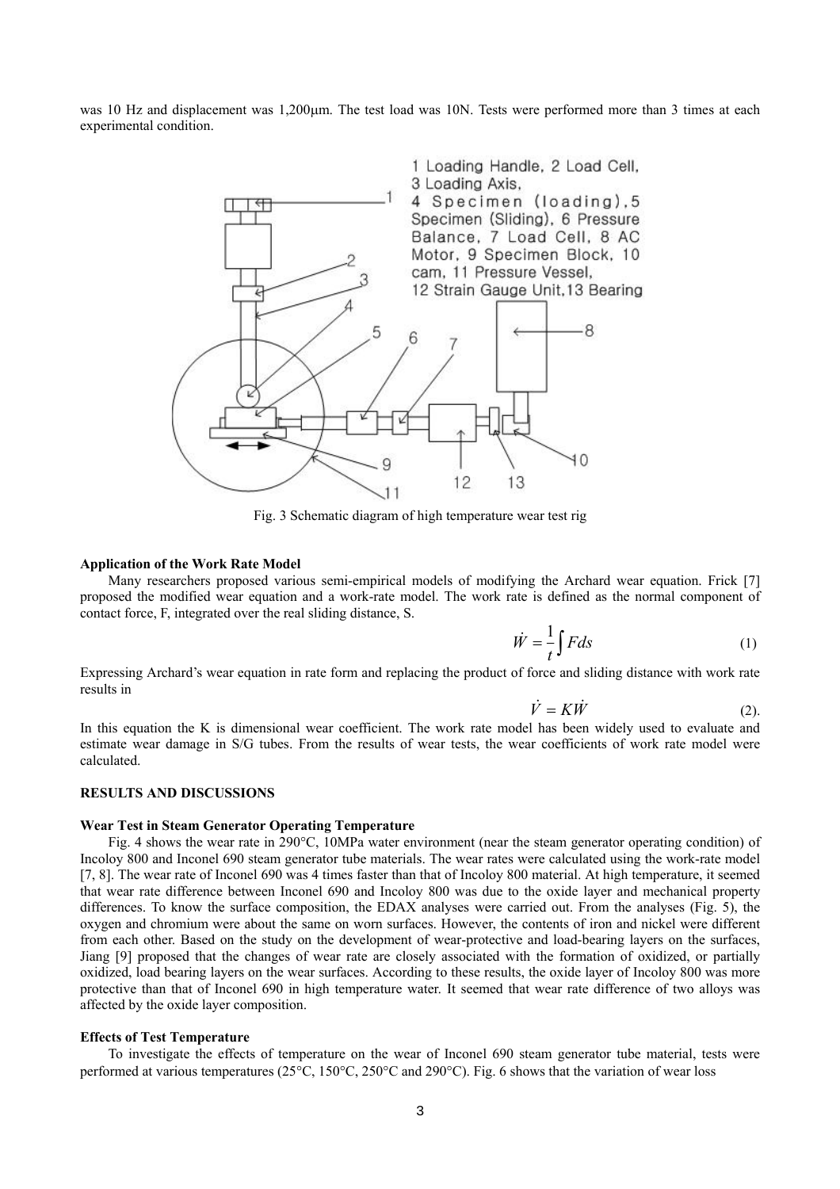was 10 Hz and displacement was 1,200μm. The test load was 10N. Tests were performed more than 3 times at each experimental condition.

1 Loading Handle, 2 Load Cell, 3 Loading Axis, 4 Specimen (loading), 5 Specimen (Sliding), 6 Pressure Balance, 7 Load Cell, 8 AC Motor, 9 Specimen Block, 10 cam, 11 Pressure Vessel, 12 Strain Gauge Unit, 13 Bearing

Fig. 3 Schematic diagram of high temperature wear test rig

**Application of the Work Rate Model**

Many researchers proposed various semi-empirical models of modifying the Archard wear equation. Frick [7] proposed the modified wear equation and a work-rate model. The work rate is defined as the normal component of contact force, F, integrated over the real sliding distance, S.

$$\dot{W} = \frac{1}{t}\int F ds \tag{1}$$

Expressing Archard's wear equation in rate form and replacing the product of force and sliding distance with work rate results in

$$\dot{V} = K\dot{W} \tag{2}$$

In this equation the K is dimensional wear coefficient. The work rate model has been widely used to evaluate and estimate wear damage in S/G tubes. From the results of wear tests, the wear coefficients of work rate model were calculated.

**RESULTS AND DISCUSSIONS**

**Wear Test in Steam Generator Operating Temperature**

Fig. 4 shows the wear rate in 290°C, 10MPa water environment (near the steam generator operating condition) of Incoloy 800 and Inconel 690 steam generator tube materials. The wear rates were calculated using the work-rate model [7, 8]. The wear rate of Inconel 690 was 4 times faster than that of Incoloy 800 material. At high temperature, it seemed that wear rate difference between Inconel 690 and Incoloy 800 was due to the oxide layer and mechanical property differences. To know the surface composition, the EDAX analyses were carried out. From the analyses (Fig. 5), the oxygen and chromium were about the same on worn surfaces. However, the contents of iron and nickel were different from each other. Based on the study on the development of wear-protective and load-bearing layers on the surfaces, Jiang [9] proposed that the changes of wear rate are closely associated with the formation of oxidized, or partially oxidized, load bearing layers on the wear surfaces. According to these results, the oxide layer of Incoloy 800 was more protective than that of Inconel 690 in high temperature water. It seemed that wear rate difference of two alloys was affected by the oxide layer composition.

**Effects of Test Temperature**

To investigate the effects of temperature on the wear of Inconel 690 steam generator tube material, tests were performed at various temperatures (25°C, 150°C, 250°C and 290°C). Fig. 6 shows that the variation of wear loss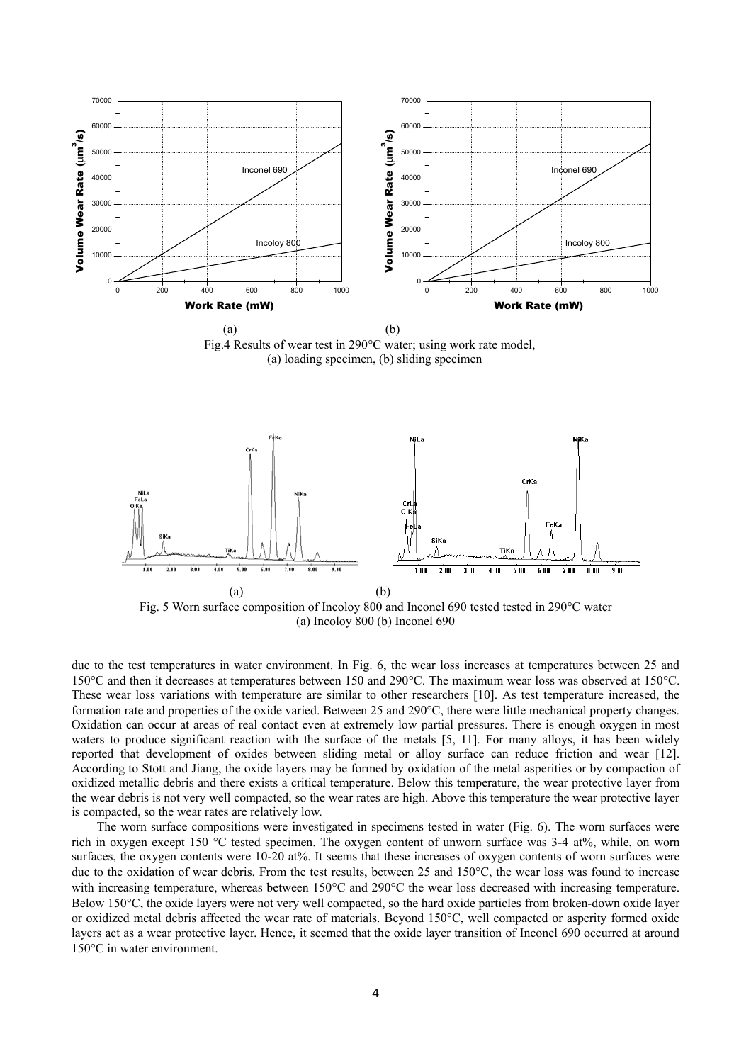Fig.4 Results of wear test in 290°C water; using work rate model,
(a) loading specimen, (b) sliding specimen

Fig. 5 Worn surface composition of Incoloy 800 and Inconel 690 tested tested in 290°C water
(a) Incoloy 800 (b) Inconel 690

due to the test temperatures in water environment. In Fig. 6, the wear loss increases at temperatures between 25 and 150°C and then it decreases at temperatures between 150 and 290°C. The maximum wear loss was observed at 150°C. These wear loss variations with temperature are similar to other researchers [10]. As test temperature increased, the formation rate and properties of the oxide varied. Between 25 and 290°C, there were little mechanical property changes. Oxidation can occur at areas of real contact even at extremely low partial pressures. There is enough oxygen in most waters to produce significant reaction with the surface of the metals [5, 11]. For many alloys, it has been widely reported that development of oxides between sliding metal or alloy surface can reduce friction and wear [12]. According to Stott and Jiang, the oxide layers may be formed by oxidation of the metal asperities or by compaction of oxidized metallic debris and there exists a critical temperature. Below this temperature, the wear protective layer from the wear debris is not very well compacted, so the wear rates are high. Above this temperature the wear protective layer is compacted, so the wear rates are relatively low.

The worn surface compositions were investigated in specimens tested in water (Fig. 6). The worn surfaces were rich in oxygen except 150 °C tested specimen. The oxygen content of unworn surface was 3-4 at%, while, on worn surfaces, the oxygen contents were 10-20 at%. It seems that these increases of oxygen contents of worn surfaces were due to the oxidation of wear debris. From the test results, between 25 and 150°C, the wear loss was found to increase with increasing temperature, whereas between 150°C and 290°C the wear loss decreased with increasing temperature. Below 150°C, the oxide layers were not very well compacted, so the hard oxide particles from broken-down oxide layer or oxidized metal debris affected the wear rate of materials. Beyond 150°C, well compacted or asperity formed oxide layers act as a wear protective layer. Hence, it seemed that the oxide layer transition of Inconel 690 occurred at around 150°C in water environment.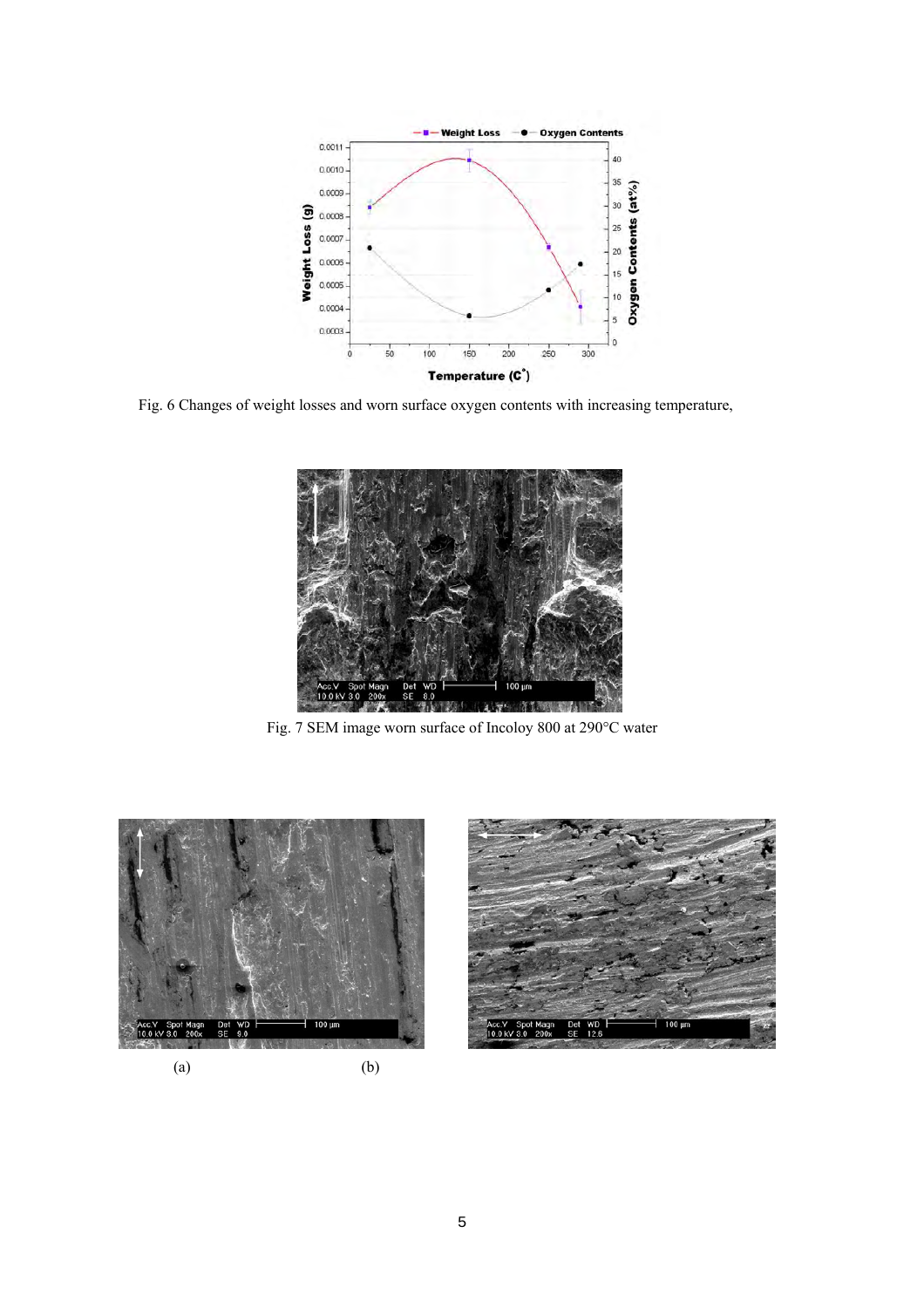Fig. 6 Changes of weight losses and worn surface oxygen contents with increasing temperature,

Fig. 7 SEM image worn surface of Incoloy 800 at 290°C water

(a) (b)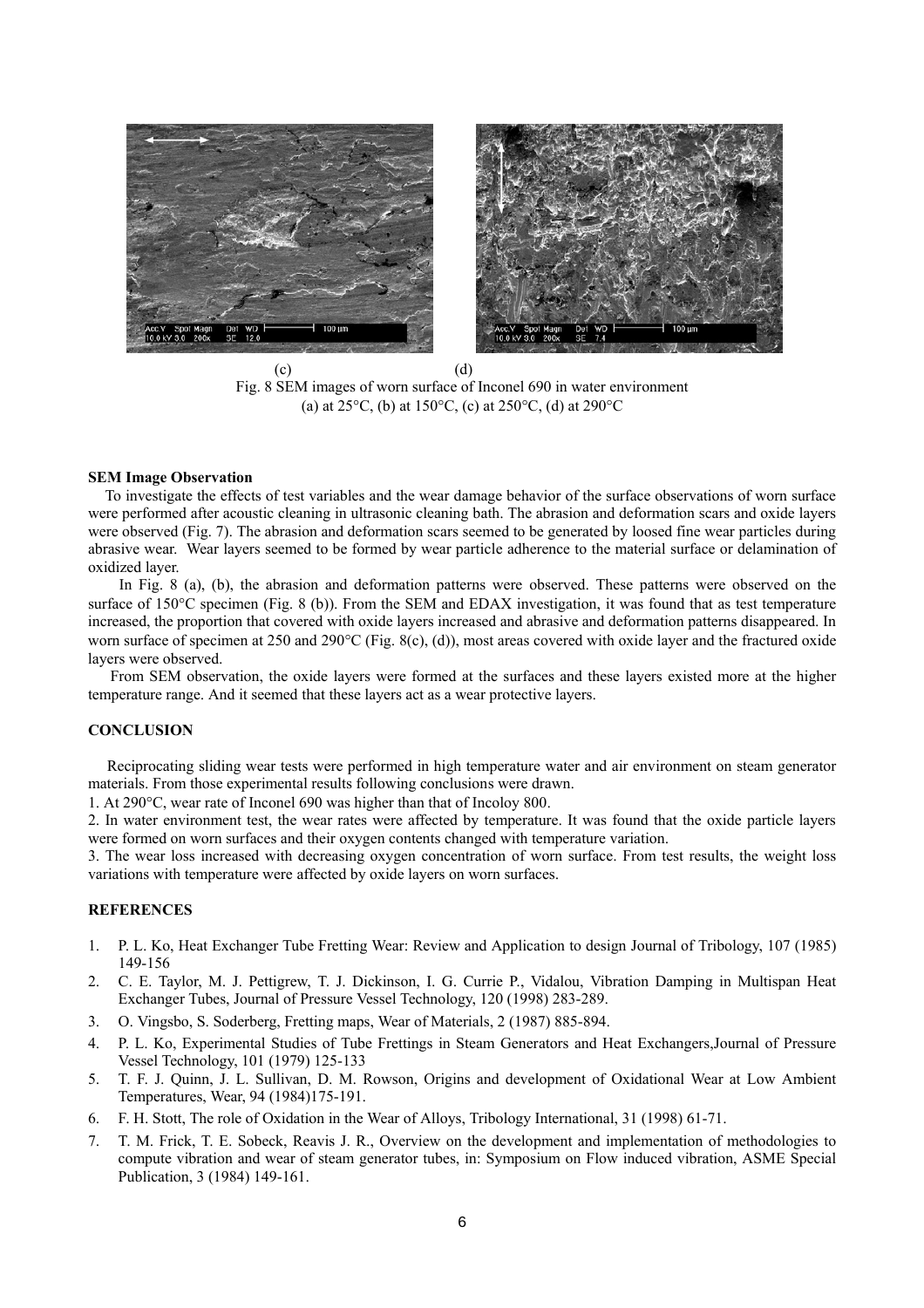(c) (d)

Fig. 8 SEM images of worn surface of Inconel 690 in water environment (a) at 25°C, (b) at 150°C, (c) at 250°C, (d) at 290°C

**SEM Image Observation**

To investigate the effects of test variables and the wear damage behavior of the surface observations of worn surface were performed after acoustic cleaning in ultrasonic cleaning bath. The abrasion and deformation scars and oxide layers were observed (Fig. 7). The abrasion and deformation scars seemed to be generated by loosed fine wear particles during abrasive wear. Wear layers seemed to be formed by wear particle adherence to the material surface or delamination of oxidized layer.

In Fig. 8 (a), (b), the abrasion and deformation patterns were observed. These patterns were observed on the surface of 150°C specimen (Fig. 8 (b)). From the SEM and EDAX investigation, it was found that as test temperature increased, the proportion that covered with oxide layers increased and abrasive and deformation patterns disappeared. In worn surface of specimen at 250 and 290°C (Fig. 8(c), (d)), most areas covered with oxide layer and the fractured oxide layers were observed.

From SEM observation, the oxide layers were formed at the surfaces and these layers existed more at the higher temperature range. And it seemed that these layers act as a wear protective layers.

**CONCLUSION**

Reciprocating sliding wear tests were performed in high temperature water and air environment on steam generator materials. From those experimental results following conclusions were drawn.

1. At 290°C, wear rate of Inconel 690 was higher than that of Incoloy 800.
2. In water environment test, the wear rates were affected by temperature. It was found that the oxide particle layers were formed on worn surfaces and their oxygen contents changed with temperature variation.
3. The wear loss increased with decreasing oxygen concentration of worn surface. From test results, the weight loss variations with temperature were affected by oxide layers on worn surfaces.

**REFERENCES**

1. P. L. Ko, Heat Exchanger Tube Fretting Wear: Review and Application to design Journal of Tribology, 107 (1985) 149-156
2. C. E. Taylor, M. J. Pettigrew, T. J. Dickinson, I. G. Currie P., Vidalou, Vibration Damping in Multispan Heat Exchanger Tubes, Journal of Pressure Vessel Technology, 120 (1998) 283-289.
3. O. Vingsbo, S. Soderberg, Fretting maps, Wear of Materials, 2 (1987) 885-894.
4. P. L. Ko, Experimental Studies of Tube Frettings in Steam Generators and Heat Exchangers,Journal of Pressure Vessel Technology, 101 (1979) 125-133
5. T. F. J. Quinn, J. L. Sullivan, D. M. Rowson, Origins and development of Oxidational Wear at Low Ambient Temperatures, Wear, 94 (1984)175-191.
6. F. H. Stott, The role of Oxidation in the Wear of Alloys, Tribology International, 31 (1998) 61-71.
7. T. M. Frick, T. E. Sobeck, Reavis J. R., Overview on the development and implementation of methodologies to compute vibration and wear of steam generator tubes, in: Symposium on Flow induced vibration, ASME Special Publication, 3 (1984) 149-161.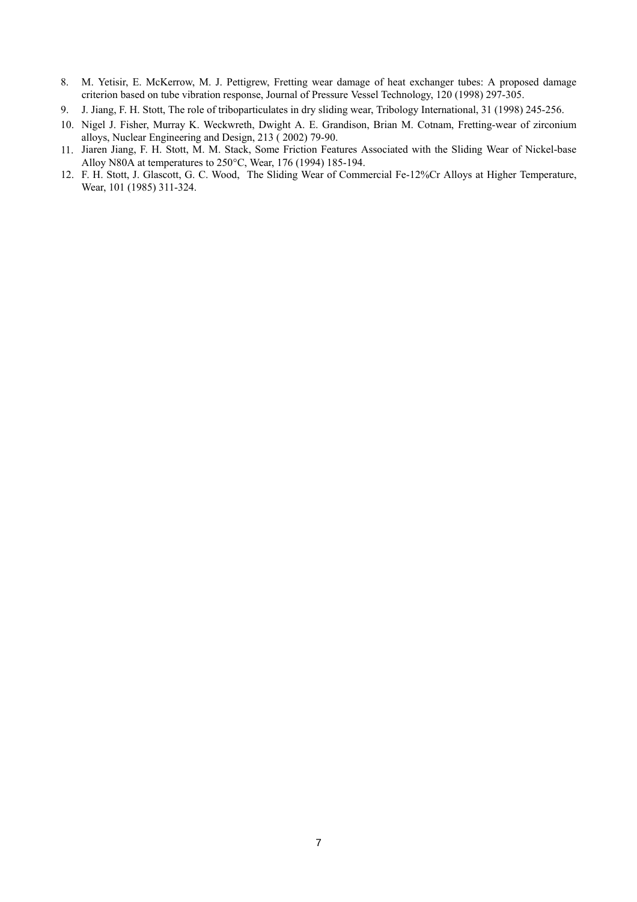8. M. Yetisir, E. McKerrow, M. J. Pettigrew, Fretting wear damage of heat exchanger tubes: A proposed damage criterion based on tube vibration response, Journal of Pressure Vessel Technology, 120 (1998) 297-305.
9. J. Jiang, F. H. Stott, The role of triboparticulates in dry sliding wear, Tribology International, 31 (1998) 245-256.
10. Nigel J. Fisher, Murray K. Weckwreth, Dwight A. E. Grandison, Brian M. Cotnam, Fretting-wear of zirconium alloys, Nuclear Engineering and Design, 213 ( 2002) 79-90.
11. Jiaren Jiang, F. H. Stott, M. M. Stack, Some Friction Features Associated with the Sliding Wear of Nickel-base Alloy N80A at temperatures to 250°C, Wear, 176 (1994) 185-194.
12. F. H. Stott, J. Glascott, G. C. Wood, The Sliding Wear of Commercial Fe-12%Cr Alloys at Higher Temperature, Wear, 101 (1985) 311-324.